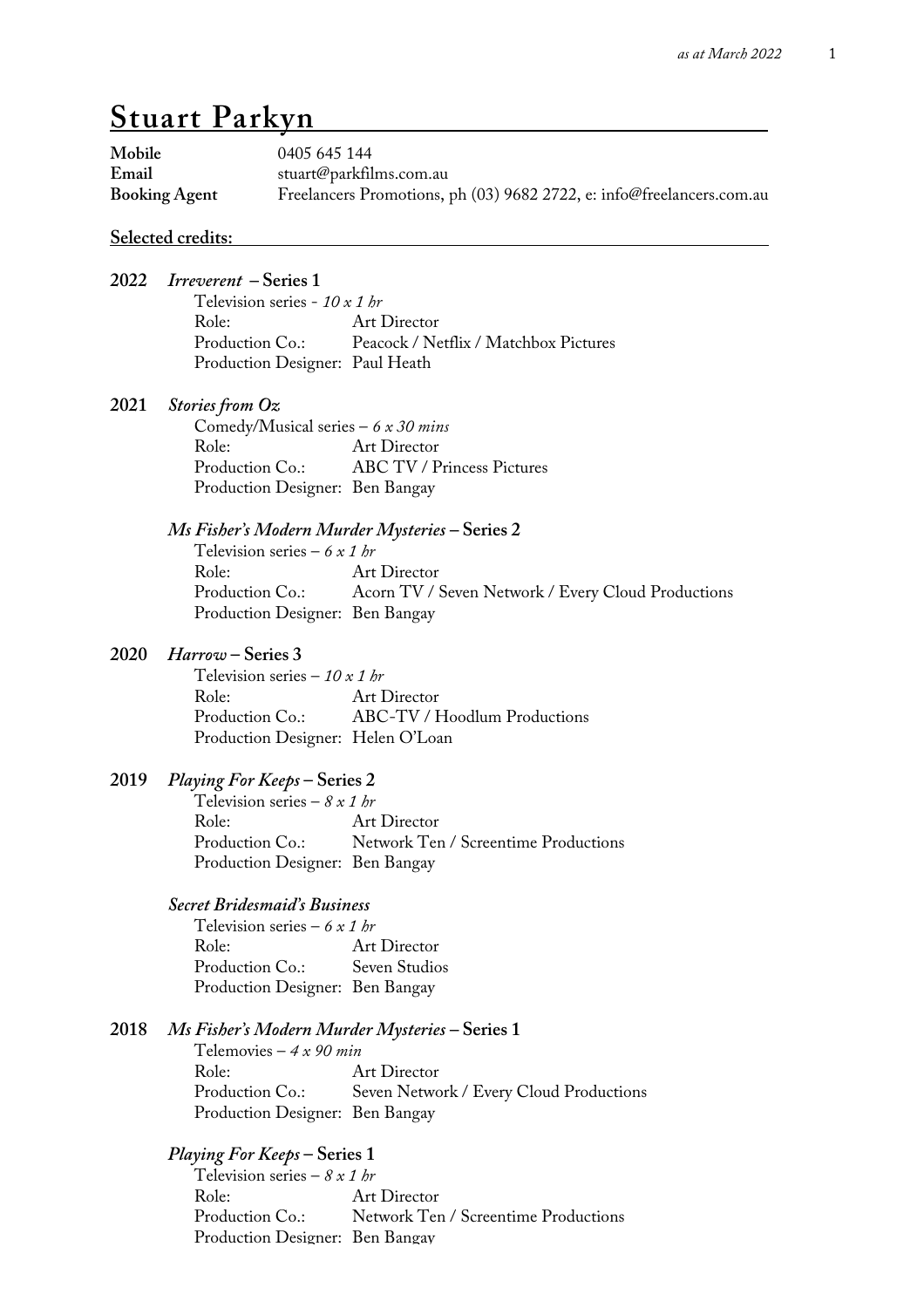# Stuart Parkyn

**Mobile** 0405 645 144
**Email** stuart@parkfilms.com.au
**Booking Agent** Freelancers Promotions, ph (03) 9682 2722, e: info@freelancers.com.au

**Selected credits:**

**2022** ***Irreverent* – Series 1**
Television series - *10 x 1 hr*
Role: Art Director
Production Co.: Peacock / Netflix / Matchbox Pictures
Production Designer: Paul Heath

**2021** ***Stories from Oz***
Comedy/Musical series – *6 x 30 mins*
Role: Art Director
Production Co.: ABC TV / Princess Pictures
Production Designer: Ben Bangay

***Ms Fisher's Modern Murder Mysteries* – Series 2**
Television series – *6 x 1 hr*
Role: Art Director
Production Co.: Acorn TV / Seven Network / Every Cloud Productions
Production Designer: Ben Bangay

**2020** ***Harrow* – Series 3**
Television series – *10 x 1 hr*
Role: Art Director
Production Co.: ABC-TV / Hoodlum Productions
Production Designer: Helen O'Loan

**2019** ***Playing For Keeps* – Series 2**
Television series – *8 x 1 hr*
Role: Art Director
Production Co.: Network Ten / Screentime Productions
Production Designer: Ben Bangay

***Secret Bridesmaid's Business***
Television series – *6 x 1 hr*
Role: Art Director
Production Co.: Seven Studios
Production Designer: Ben Bangay

**2018** ***Ms Fisher's Modern Murder Mysteries* – Series 1**
Telemovies – *4 x 90 min*
Role: Art Director
Production Co.: Seven Network / Every Cloud Productions
Production Designer: Ben Bangay

***Playing For Keeps* – Series 1**
Television series – *8 x 1 hr*
Role: Art Director
Production Co.: Network Ten / Screentime Productions
Production Designer: Ben Bangay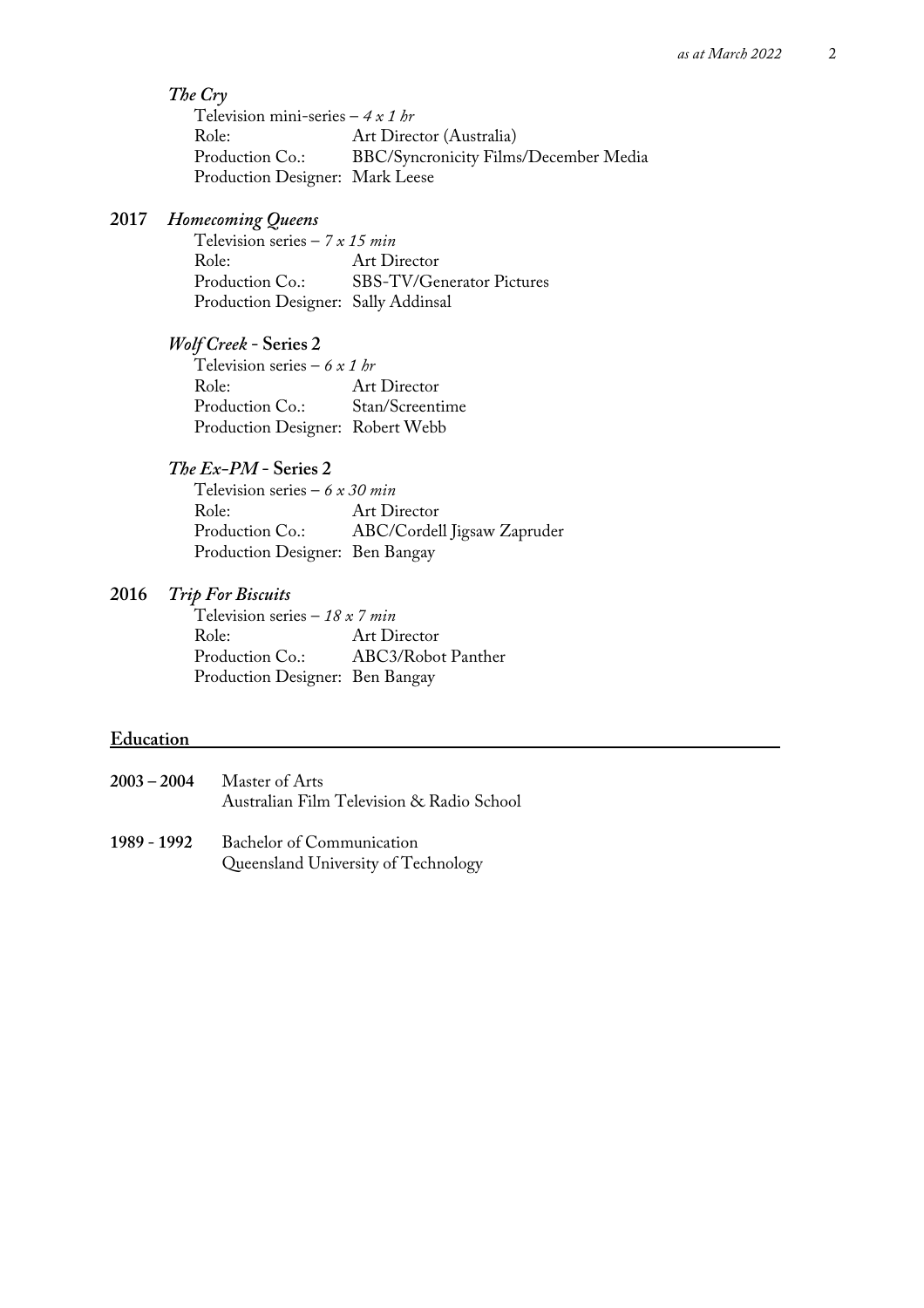*The Cry*
Television mini-series – *4 x 1 hr*
Role: Art Director (Australia)
Production Co.: BBC/Syncronicity Films/December Media
Production Designer: Mark Leese

**2017** ***Homecoming Queens***
Television series – *7 x 15 min*
Role: Art Director
Production Co.: SBS-TV/Generator Pictures
Production Designer: Sally Addinsal

***Wolf Creek*** **- Series 2**
Television series – *6 x 1 hr*
Role: Art Director
Production Co.: Stan/Screentime
Production Designer: Robert Webb

***The Ex-PM*** **- Series 2**
Television series – *6 x 30 min*
Role: Art Director
Production Co.: ABC/Cordell Jigsaw Zapruder
Production Designer: Ben Bangay

**2016** ***Trip For Biscuits***
Television series – *18 x 7 min*
Role: Art Director
Production Co.: ABC3/Robot Panther
Production Designer: Ben Bangay

## Education

**2003 – 2004** Master of Arts
Australian Film Television & Radio School

**1989 - 1992** Bachelor of Communication
Queensland University of Technology